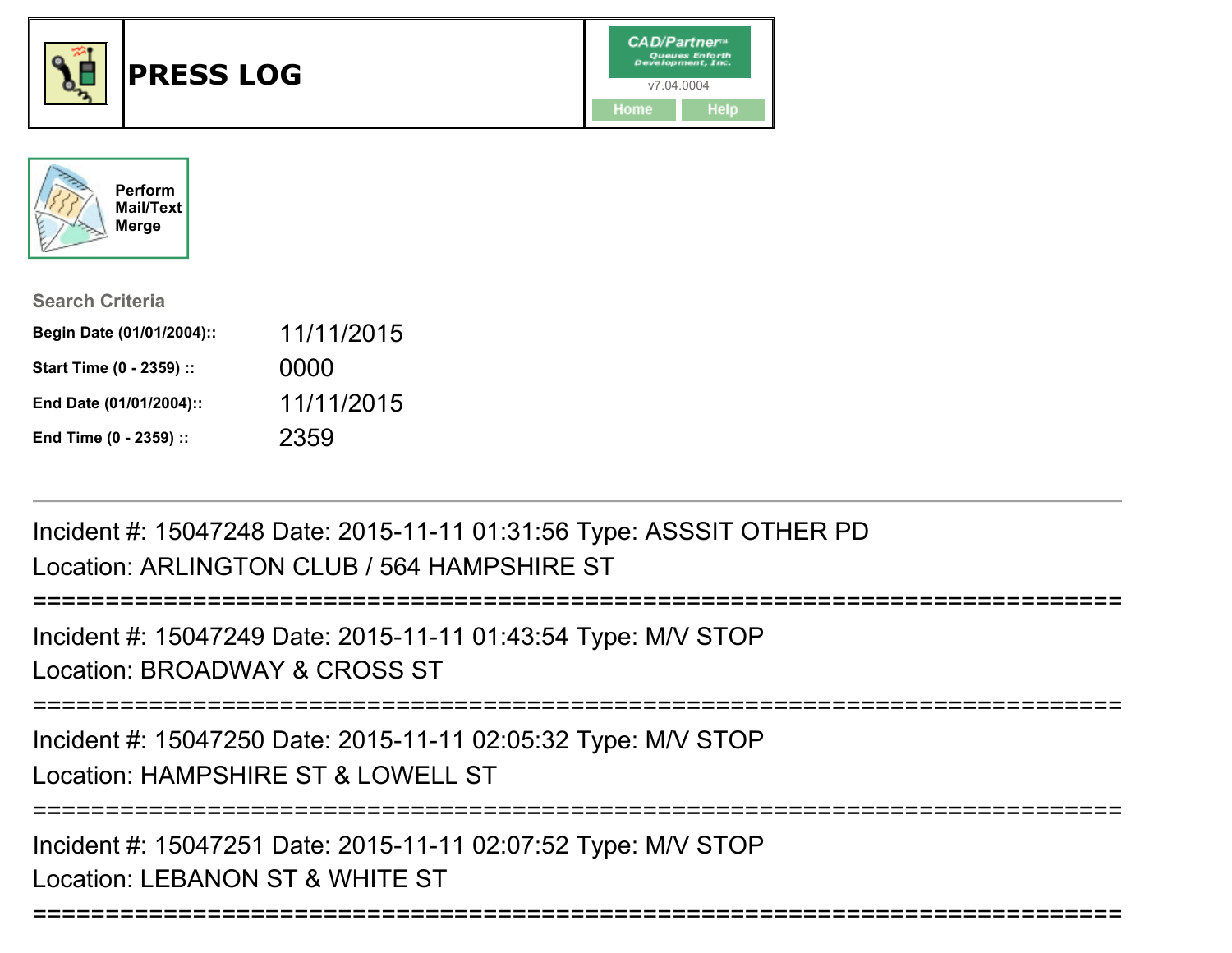# PRESS LOG

CAD/Partner™ Queues Enforth Development, Inc.
v7.04.0004

Home Help

Perform Mail/Text Merge

**Search Criteria**

| | |
|---|---|
| **Begin Date (01/01/2004)::** | 11/11/2015 |
| **Start Time (0 - 2359) ::** | 0000 |
| **End Date (01/01/2004)::** | 11/11/2015 |
| **End Time (0 - 2359) ::** | 2359 |

---

Incident #: 15047248 Date: 2015-11-11 01:31:56 Type: ASSSIT OTHER PD
Location: ARLINGTON CLUB / 564 HAMPSHIRE ST

===========================================================================

Incident #: 15047249 Date: 2015-11-11 01:43:54 Type: M/V STOP
Location: BROADWAY & CROSS ST

===========================================================================

Incident #: 15047250 Date: 2015-11-11 02:05:32 Type: M/V STOP
Location: HAMPSHIRE ST & LOWELL ST

===========================================================================

Incident #: 15047251 Date: 2015-11-11 02:07:52 Type: M/V STOP
Location: LEBANON ST & WHITE ST

===========================================================================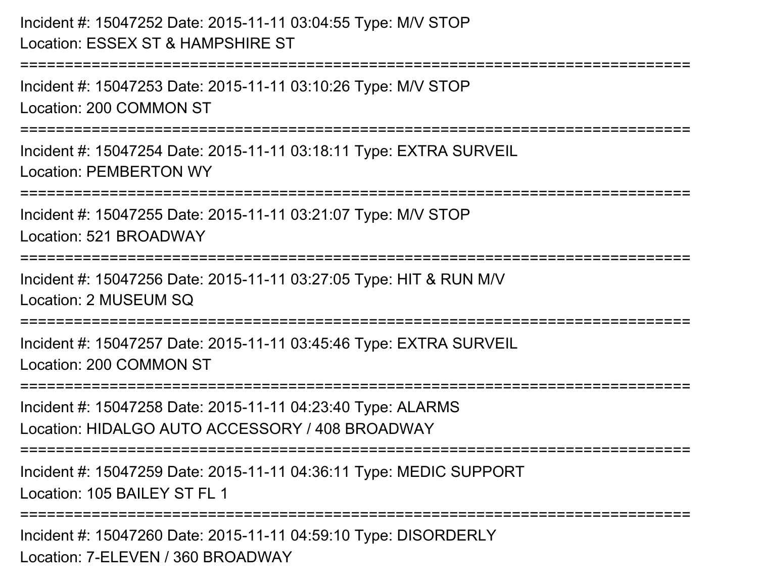Incident #: 15047252 Date: 2015-11-11 03:04:55 Type: M/V STOP
Location: ESSEX ST & HAMPSHIRE ST

===========================================================================

Incident #: 15047253 Date: 2015-11-11 03:10:26 Type: M/V STOP
Location: 200 COMMON ST

===========================================================================

Incident #: 15047254 Date: 2015-11-11 03:18:11 Type: EXTRA SURVEIL
Location: PEMBERTON WY

===========================================================================

Incident #: 15047255 Date: 2015-11-11 03:21:07 Type: M/V STOP
Location: 521 BROADWAY

===========================================================================

Incident #: 15047256 Date: 2015-11-11 03:27:05 Type: HIT & RUN M/V
Location: 2 MUSEUM SQ

===========================================================================

Incident #: 15047257 Date: 2015-11-11 03:45:46 Type: EXTRA SURVEIL
Location: 200 COMMON ST

===========================================================================

Incident #: 15047258 Date: 2015-11-11 04:23:40 Type: ALARMS
Location: HIDALGO AUTO ACCESSORY / 408 BROADWAY

===========================================================================

Incident #: 15047259 Date: 2015-11-11 04:36:11 Type: MEDIC SUPPORT
Location: 105 BAILEY ST FL 1

===========================================================================

Incident #: 15047260 Date: 2015-11-11 04:59:10 Type: DISORDERLY
Location: 7-ELEVEN / 360 BROADWAY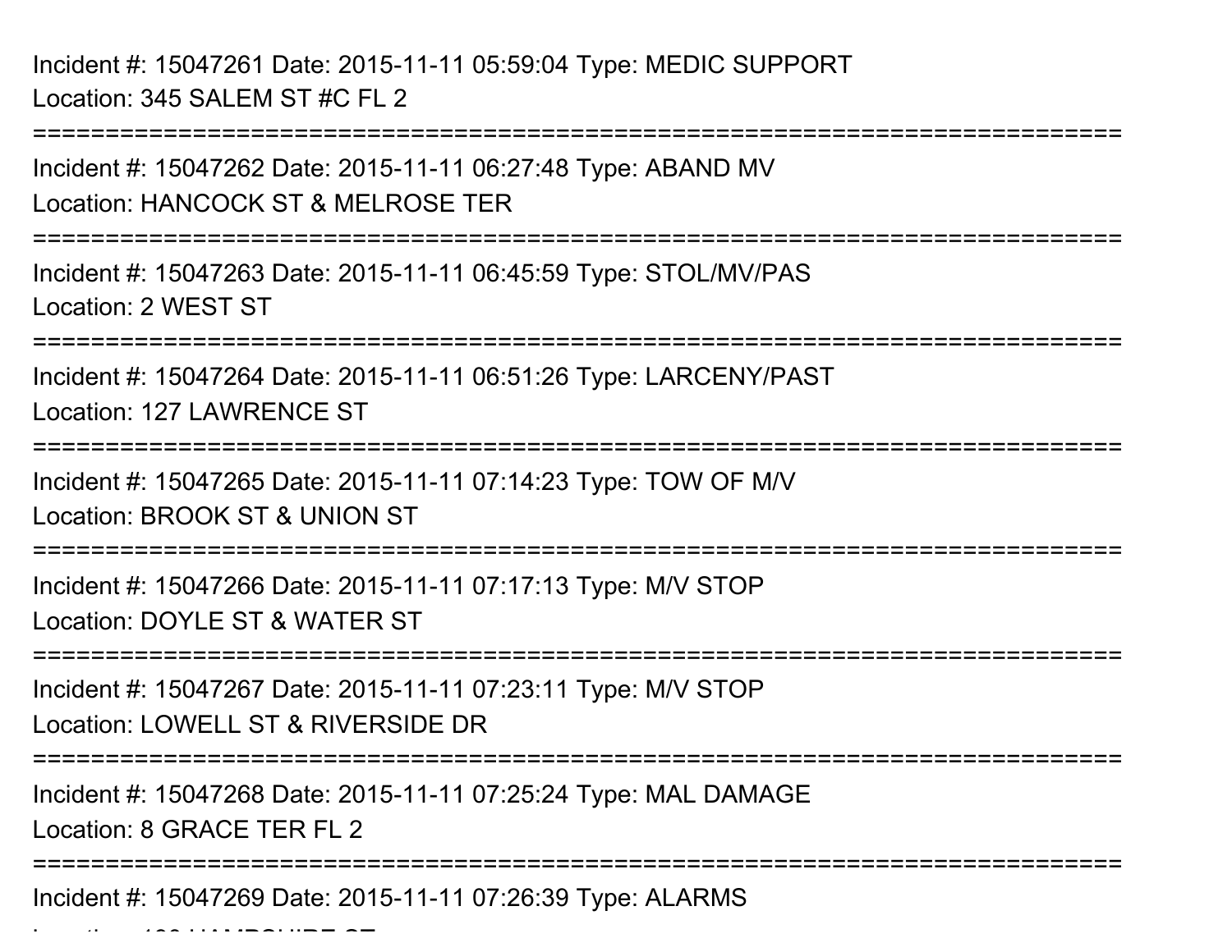Incident #: 15047261 Date: 2015-11-11 05:59:04 Type: MEDIC SUPPORT
Location: 345 SALEM ST #C FL 2

===========================================================================

Incident #: 15047262 Date: 2015-11-11 06:27:48 Type: ABAND MV
Location: HANCOCK ST & MELROSE TER

===========================================================================

Incident #: 15047263 Date: 2015-11-11 06:45:59 Type: STOL/MV/PAS
Location: 2 WEST ST

===========================================================================

Incident #: 15047264 Date: 2015-11-11 06:51:26 Type: LARCENY/PAST
Location: 127 LAWRENCE ST

===========================================================================

Incident #: 15047265 Date: 2015-11-11 07:14:23 Type: TOW OF M/V
Location: BROOK ST & UNION ST

===========================================================================

Incident #: 15047266 Date: 2015-11-11 07:17:13 Type: M/V STOP
Location: DOYLE ST & WATER ST

===========================================================================

Incident #: 15047267 Date: 2015-11-11 07:23:11 Type: M/V STOP
Location: LOWELL ST & RIVERSIDE DR

===========================================================================

Incident #: 15047268 Date: 2015-11-11 07:25:24 Type: MAL DAMAGE
Location: 8 GRACE TER FL 2

===========================================================================

Incident #: 15047269 Date: 2015-11-11 07:26:39 Type: ALARMS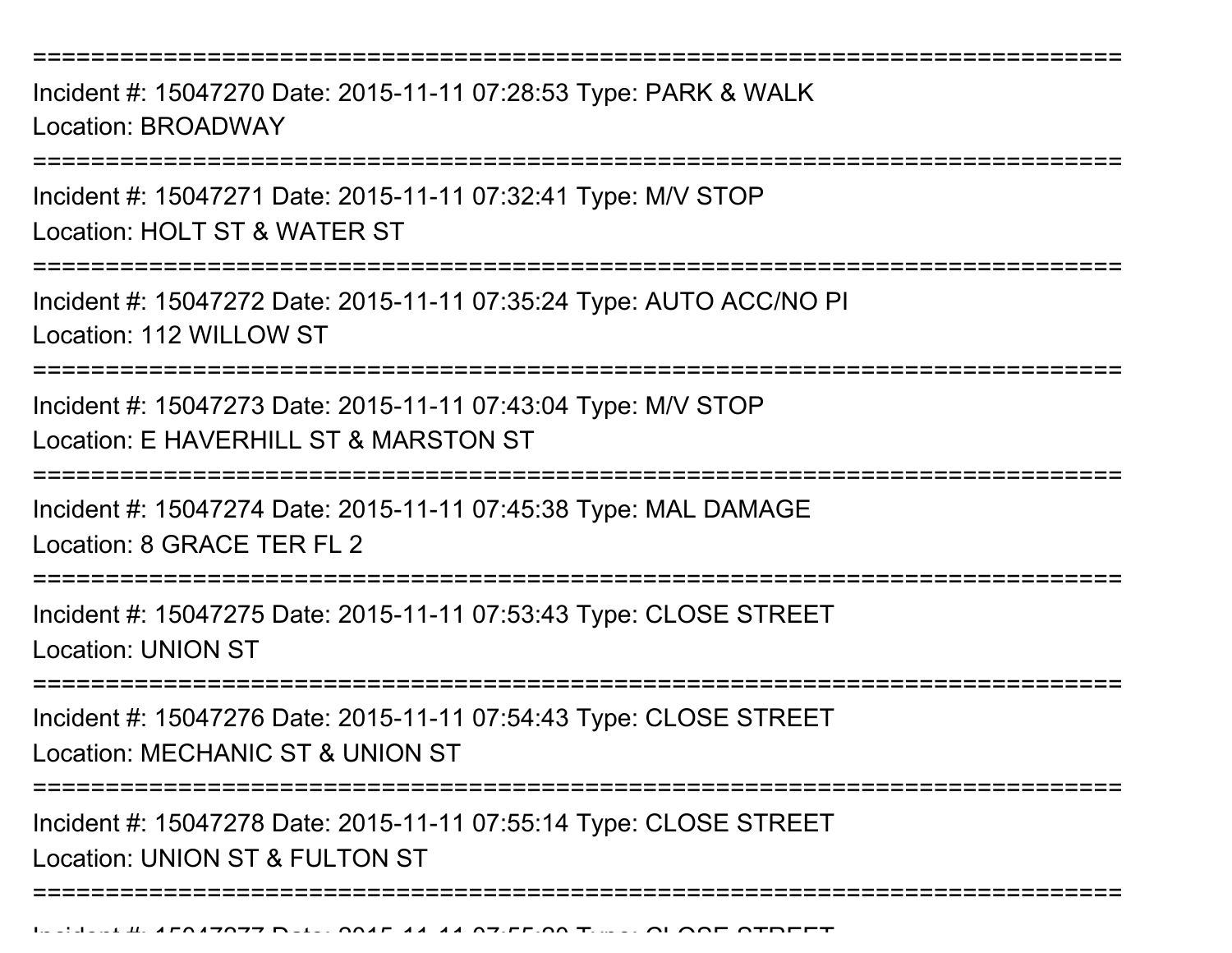===========================================================================
Incident #: 15047270 Date: 2015-11-11 07:28:53 Type: PARK & WALK
Location: BROADWAY
===========================================================================
Incident #: 15047271 Date: 2015-11-11 07:32:41 Type: M/V STOP
Location: HOLT ST & WATER ST
===========================================================================
Incident #: 15047272 Date: 2015-11-11 07:35:24 Type: AUTO ACC/NO PI
Location: 112 WILLOW ST
===========================================================================
Incident #: 15047273 Date: 2015-11-11 07:43:04 Type: M/V STOP
Location: E HAVERHILL ST & MARSTON ST
===========================================================================
Incident #: 15047274 Date: 2015-11-11 07:45:38 Type: MAL DAMAGE
Location: 8 GRACE TER FL 2
===========================================================================
Incident #: 15047275 Date: 2015-11-11 07:53:43 Type: CLOSE STREET
Location: UNION ST
===========================================================================
Incident #: 15047276 Date: 2015-11-11 07:54:43 Type: CLOSE STREET
Location: MECHANIC ST & UNION ST
===========================================================================
Incident #: 15047278 Date: 2015-11-11 07:55:14 Type: CLOSE STREET
Location: UNION ST & FULTON ST
===========================================================================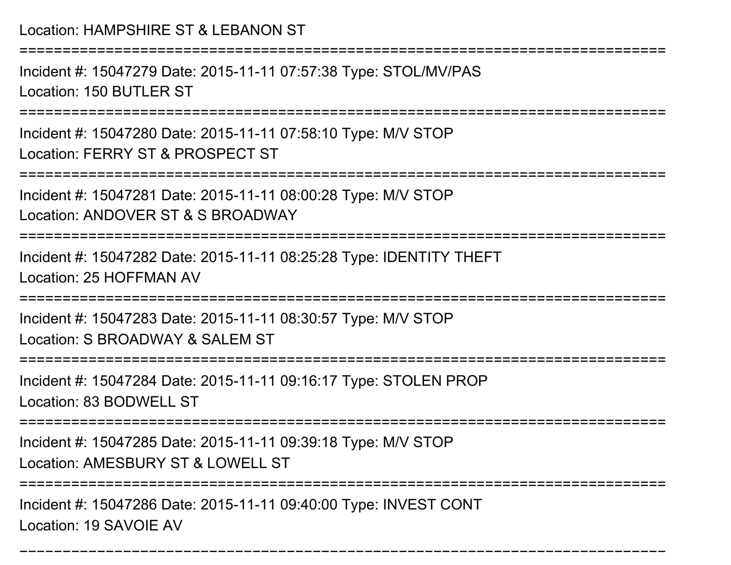Location: HAMPSHIRE ST & LEBANON ST

===========================================================================

Incident #: 15047279 Date: 2015-11-11 07:57:38 Type: STOL/MV/PAS

Location: 150 BUTLER ST

===========================================================================

Incident #: 15047280 Date: 2015-11-11 07:58:10 Type: M/V STOP

Location: FERRY ST & PROSPECT ST

===========================================================================

Incident #: 15047281 Date: 2015-11-11 08:00:28 Type: M/V STOP

Location: ANDOVER ST & S BROADWAY

===========================================================================

Incident #: 15047282 Date: 2015-11-11 08:25:28 Type: IDENTITY THEFT

Location: 25 HOFFMAN AV

===========================================================================

Incident #: 15047283 Date: 2015-11-11 08:30:57 Type: M/V STOP

Location: S BROADWAY & SALEM ST

===========================================================================

Incident #: 15047284 Date: 2015-11-11 09:16:17 Type: STOLEN PROP

Location: 83 BODWELL ST

===========================================================================

Incident #: 15047285 Date: 2015-11-11 09:39:18 Type: M/V STOP

Location: AMESBURY ST & LOWELL ST

===========================================================================

Incident #: 15047286 Date: 2015-11-11 09:40:00 Type: INVEST CONT

Location: 19 SAVOIE AV

===========================================================================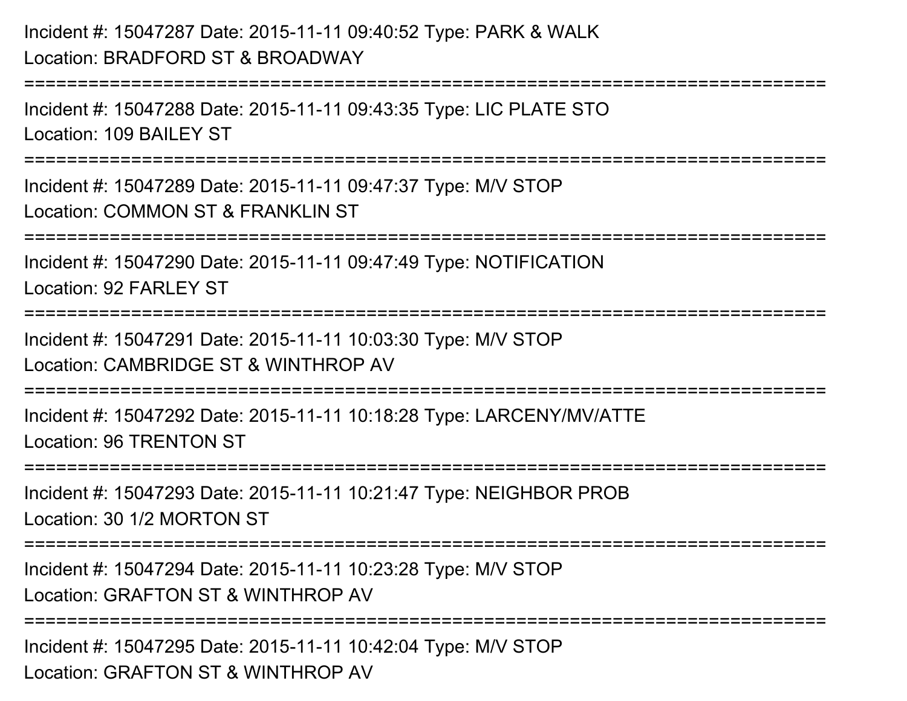Incident #: 15047287 Date: 2015-11-11 09:40:52 Type: PARK & WALK
Location: BRADFORD ST & BROADWAY

===========================================================================

Incident #: 15047288 Date: 2015-11-11 09:43:35 Type: LIC PLATE STO
Location: 109 BAILEY ST

===========================================================================

Incident #: 15047289 Date: 2015-11-11 09:47:37 Type: M/V STOP
Location: COMMON ST & FRANKLIN ST

===========================================================================

Incident #: 15047290 Date: 2015-11-11 09:47:49 Type: NOTIFICATION
Location: 92 FARLEY ST

===========================================================================

Incident #: 15047291 Date: 2015-11-11 10:03:30 Type: M/V STOP
Location: CAMBRIDGE ST & WINTHROP AV

===========================================================================

Incident #: 15047292 Date: 2015-11-11 10:18:28 Type: LARCENY/MV/ATTE
Location: 96 TRENTON ST

===========================================================================

Incident #: 15047293 Date: 2015-11-11 10:21:47 Type: NEIGHBOR PROB
Location: 30 1/2 MORTON ST

===========================================================================

Incident #: 15047294 Date: 2015-11-11 10:23:28 Type: M/V STOP
Location: GRAFTON ST & WINTHROP AV

===========================================================================

Incident #: 15047295 Date: 2015-11-11 10:42:04 Type: M/V STOP
Location: GRAFTON ST & WINTHROP AV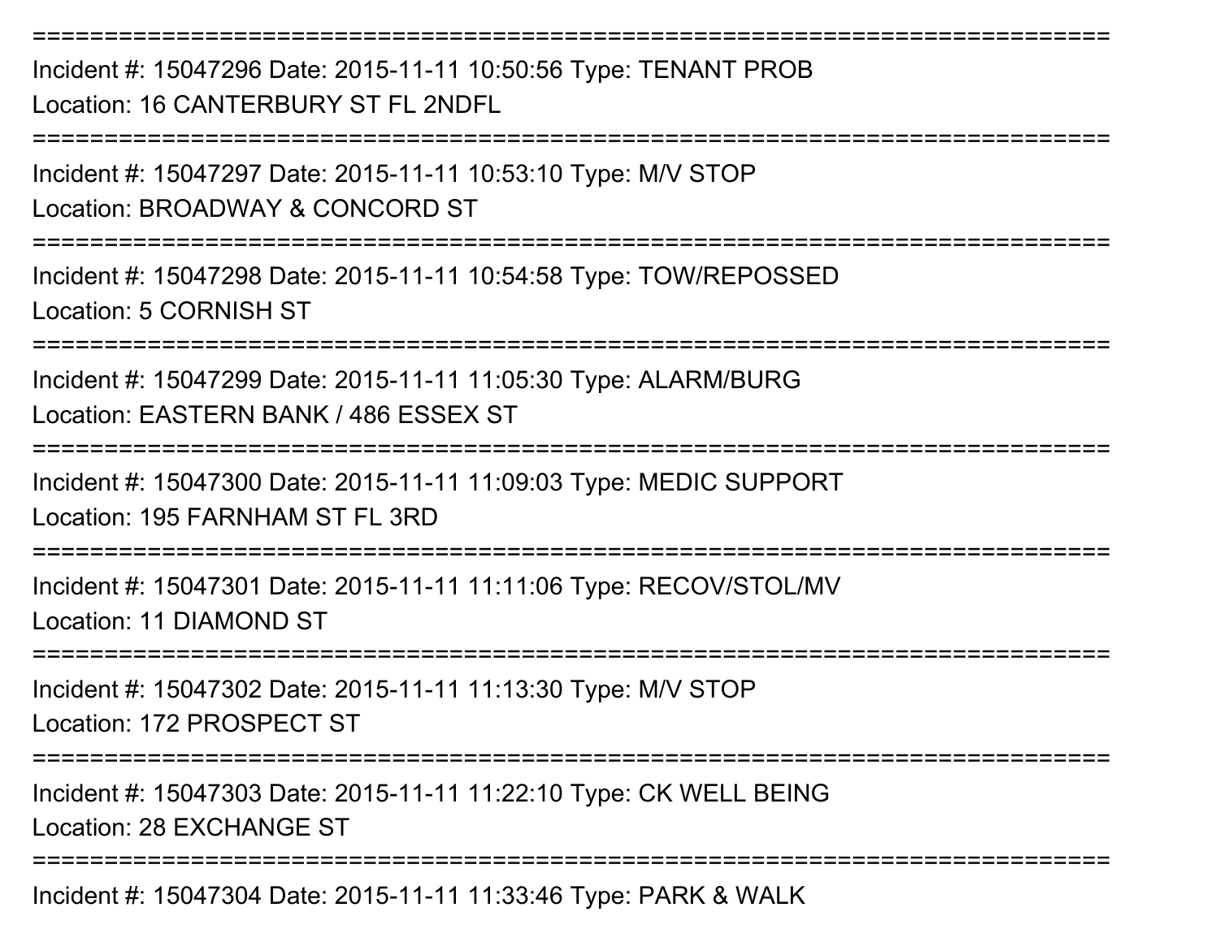===========================================================================

Incident #: 15047296 Date: 2015-11-11 10:50:56 Type: TENANT PROB

Location: 16 CANTERBURY ST FL 2NDFL

===========================================================================

Incident #: 15047297 Date: 2015-11-11 10:53:10 Type: M/V STOP

Location: BROADWAY & CONCORD ST

===========================================================================

Incident #: 15047298 Date: 2015-11-11 10:54:58 Type: TOW/REPOSSED

Location: 5 CORNISH ST

===========================================================================

Incident #: 15047299 Date: 2015-11-11 11:05:30 Type: ALARM/BURG

Location: EASTERN BANK / 486 ESSEX ST

===========================================================================

Incident #: 15047300 Date: 2015-11-11 11:09:03 Type: MEDIC SUPPORT

Location: 195 FARNHAM ST FL 3RD

===========================================================================

Incident #: 15047301 Date: 2015-11-11 11:11:06 Type: RECOV/STOL/MV

Location: 11 DIAMOND ST

===========================================================================

Incident #: 15047302 Date: 2015-11-11 11:13:30 Type: M/V STOP

Location: 172 PROSPECT ST

===========================================================================

Incident #: 15047303 Date: 2015-11-11 11:22:10 Type: CK WELL BEING

Location: 28 EXCHANGE ST

===========================================================================

Incident #: 15047304 Date: 2015-11-11 11:33:46 Type: PARK & WALK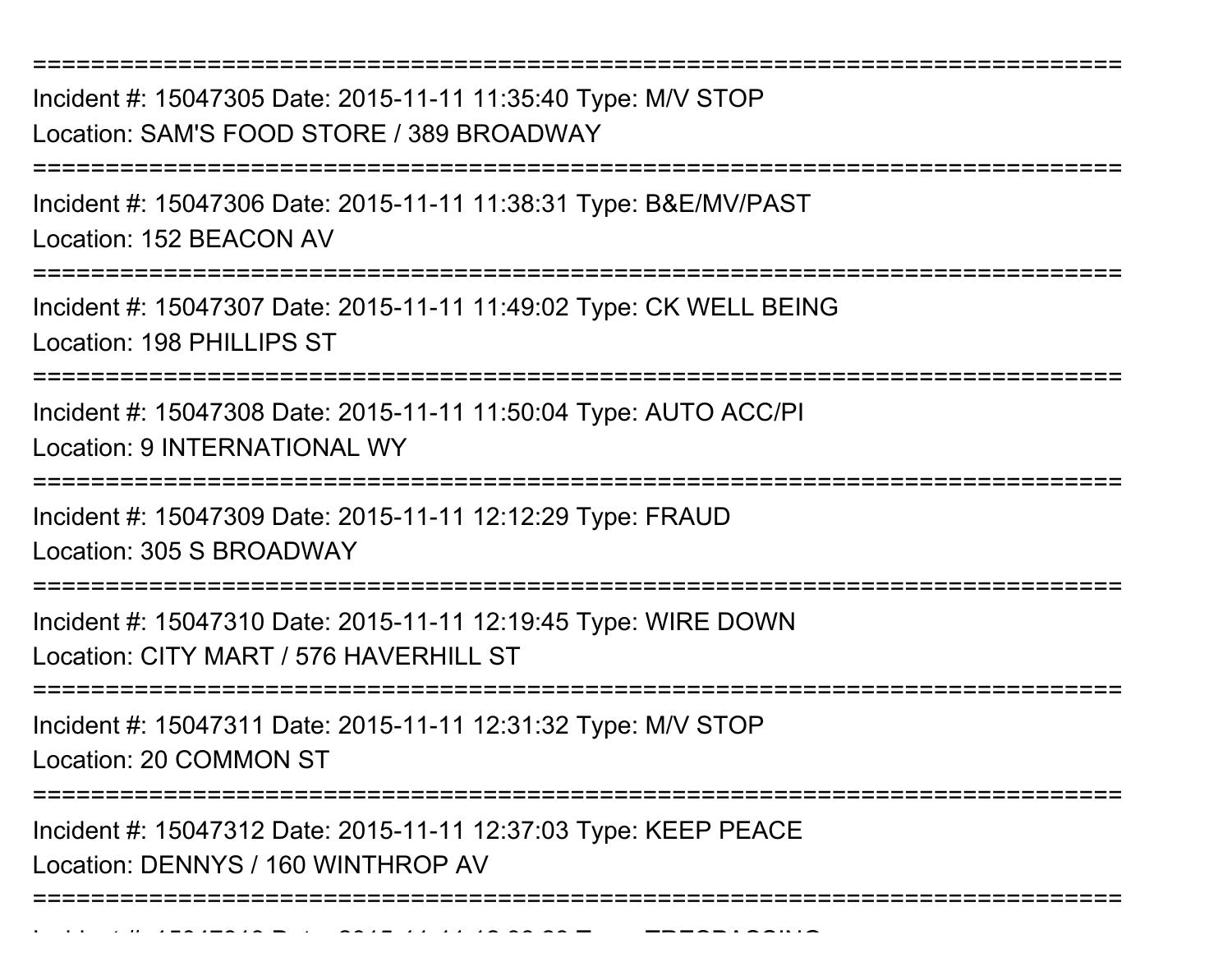===========================================================================

Incident #: 15047305 Date: 2015-11-11 11:35:40 Type: M/V STOP

Location: SAM'S FOOD STORE / 389 BROADWAY

===========================================================================

Incident #: 15047306 Date: 2015-11-11 11:38:31 Type: B&E/MV/PAST

Location: 152 BEACON AV

===========================================================================

Incident #: 15047307 Date: 2015-11-11 11:49:02 Type: CK WELL BEING

Location: 198 PHILLIPS ST

===========================================================================

Incident #: 15047308 Date: 2015-11-11 11:50:04 Type: AUTO ACC/PI

Location: 9 INTERNATIONAL WY

===========================================================================

Incident #: 15047309 Date: 2015-11-11 12:12:29 Type: FRAUD

Location: 305 S BROADWAY

===========================================================================

Incident #: 15047310 Date: 2015-11-11 12:19:45 Type: WIRE DOWN

Location: CITY MART / 576 HAVERHILL ST

===========================================================================

Incident #: 15047311 Date: 2015-11-11 12:31:32 Type: M/V STOP

Location: 20 COMMON ST

===========================================================================

Incident #: 15047312 Date: 2015-11-11 12:37:03 Type: KEEP PEACE

Location: DENNYS / 160 WINTHROP AV

===========================================================================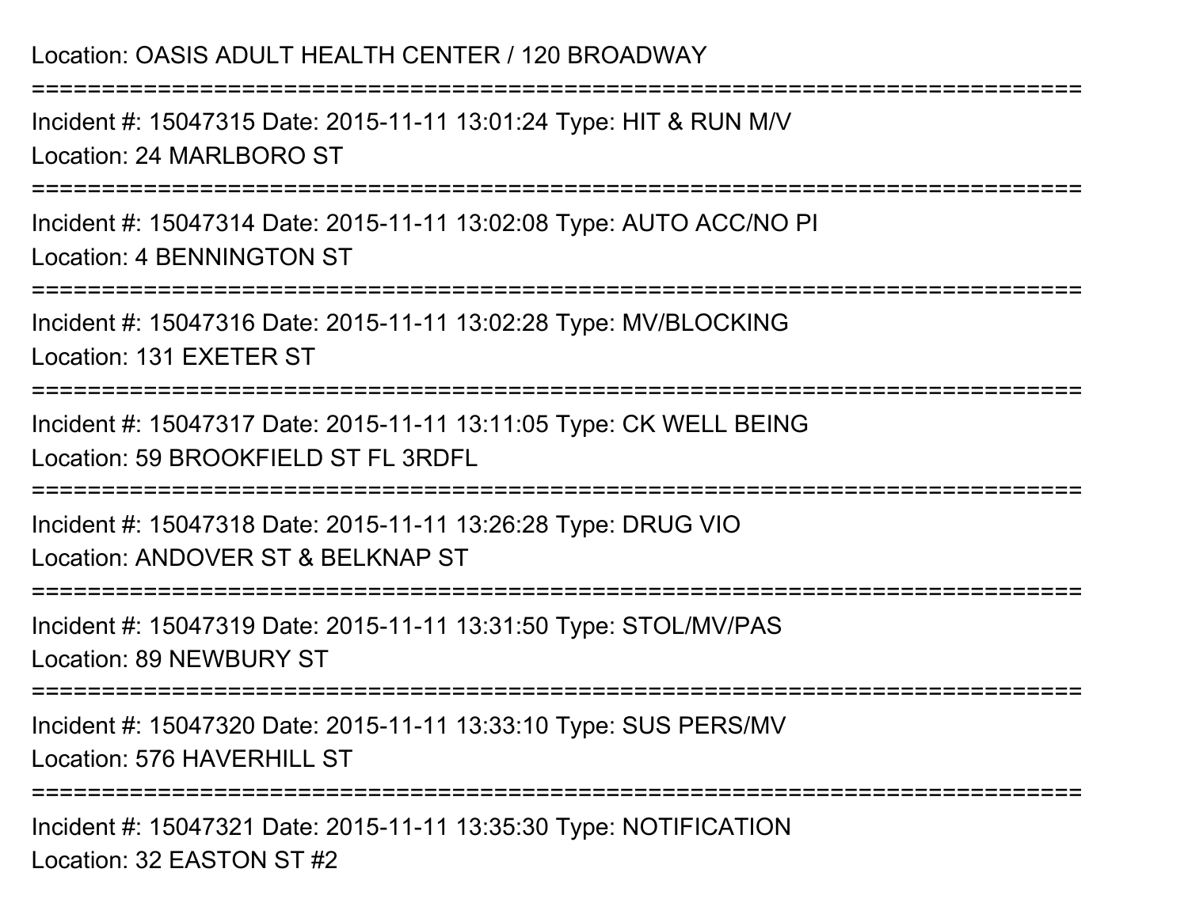Location: OASIS ADULT HEALTH CENTER / 120 BROADWAY

===========================================================================

Incident #: 15047315 Date: 2015-11-11 13:01:24 Type: HIT & RUN M/V

Location: 24 MARLBORO ST

===========================================================================

Incident #: 15047314 Date: 2015-11-11 13:02:08 Type: AUTO ACC/NO PI

Location: 4 BENNINGTON ST

===========================================================================

Incident #: 15047316 Date: 2015-11-11 13:02:28 Type: MV/BLOCKING

Location: 131 EXETER ST

===========================================================================

Incident #: 15047317 Date: 2015-11-11 13:11:05 Type: CK WELL BEING

Location: 59 BROOKFIELD ST FL 3RDFL

===========================================================================

Incident #: 15047318 Date: 2015-11-11 13:26:28 Type: DRUG VIO

Location: ANDOVER ST & BELKNAP ST

===========================================================================

Incident #: 15047319 Date: 2015-11-11 13:31:50 Type: STOL/MV/PAS

Location: 89 NEWBURY ST

===========================================================================

Incident #: 15047320 Date: 2015-11-11 13:33:10 Type: SUS PERS/MV

Location: 576 HAVERHILL ST

===========================================================================

Incident #: 15047321 Date: 2015-11-11 13:35:30 Type: NOTIFICATION

Location: 32 EASTON ST #2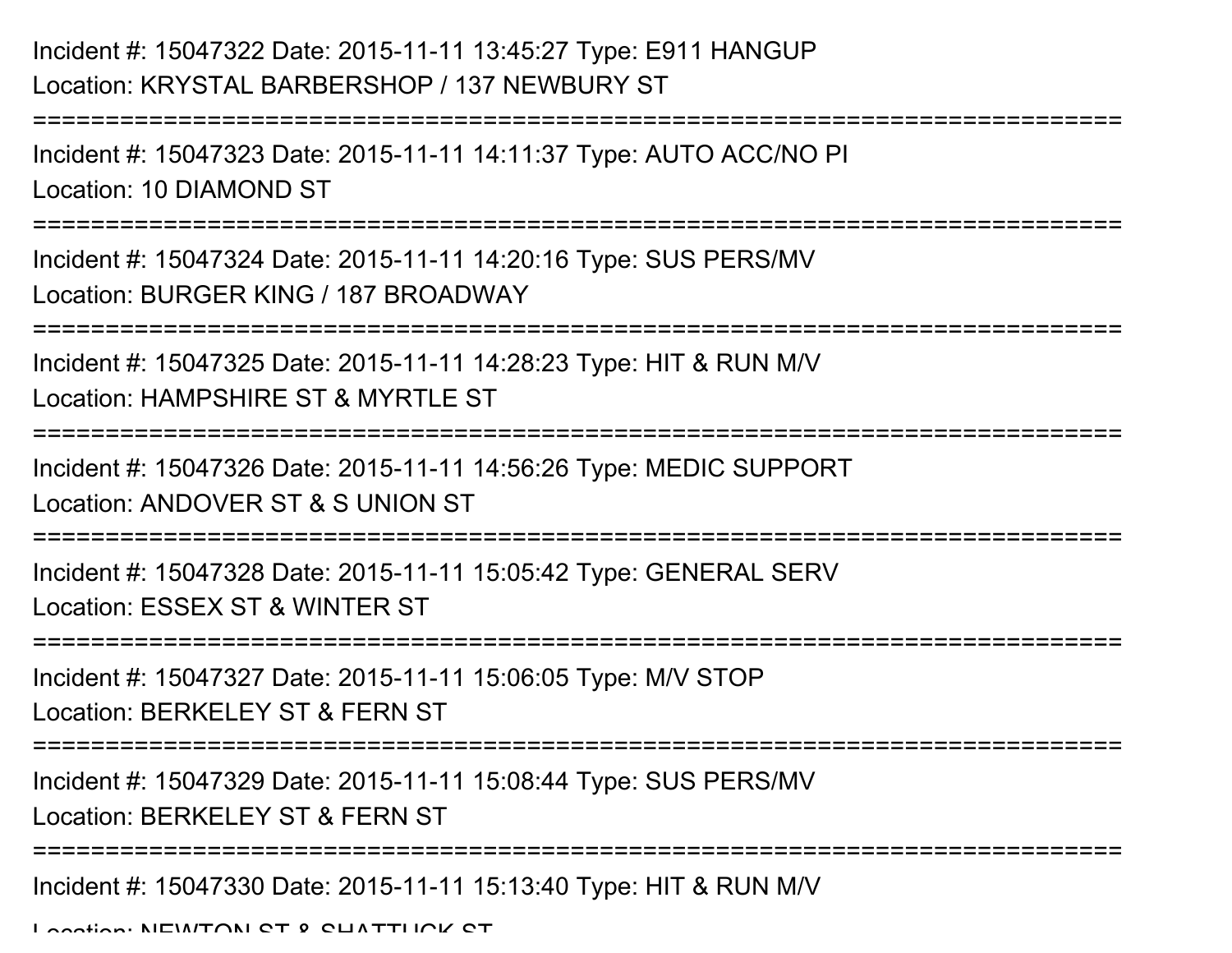Incident #: 15047322 Date: 2015-11-11 13:45:27 Type: E911 HANGUP
Location: KRYSTAL BARBERSHOP / 137 NEWBURY ST

===========================================================================

Incident #: 15047323 Date: 2015-11-11 14:11:37 Type: AUTO ACC/NO PI
Location: 10 DIAMOND ST

===========================================================================

Incident #: 15047324 Date: 2015-11-11 14:20:16 Type: SUS PERS/MV
Location: BURGER KING / 187 BROADWAY

===========================================================================

Incident #: 15047325 Date: 2015-11-11 14:28:23 Type: HIT & RUN M/V
Location: HAMPSHIRE ST & MYRTLE ST

===========================================================================

Incident #: 15047326 Date: 2015-11-11 14:56:26 Type: MEDIC SUPPORT
Location: ANDOVER ST & S UNION ST

===========================================================================

Incident #: 15047328 Date: 2015-11-11 15:05:42 Type: GENERAL SERV
Location: ESSEX ST & WINTER ST

===========================================================================

Incident #: 15047327 Date: 2015-11-11 15:06:05 Type: M/V STOP
Location: BERKELEY ST & FERN ST

===========================================================================

Incident #: 15047329 Date: 2015-11-11 15:08:44 Type: SUS PERS/MV
Location: BERKELEY ST & FERN ST

===========================================================================

Incident #: 15047330 Date: 2015-11-11 15:13:40 Type: HIT & RUN M/V
Location: NEWTON ST & SHATTUCK ST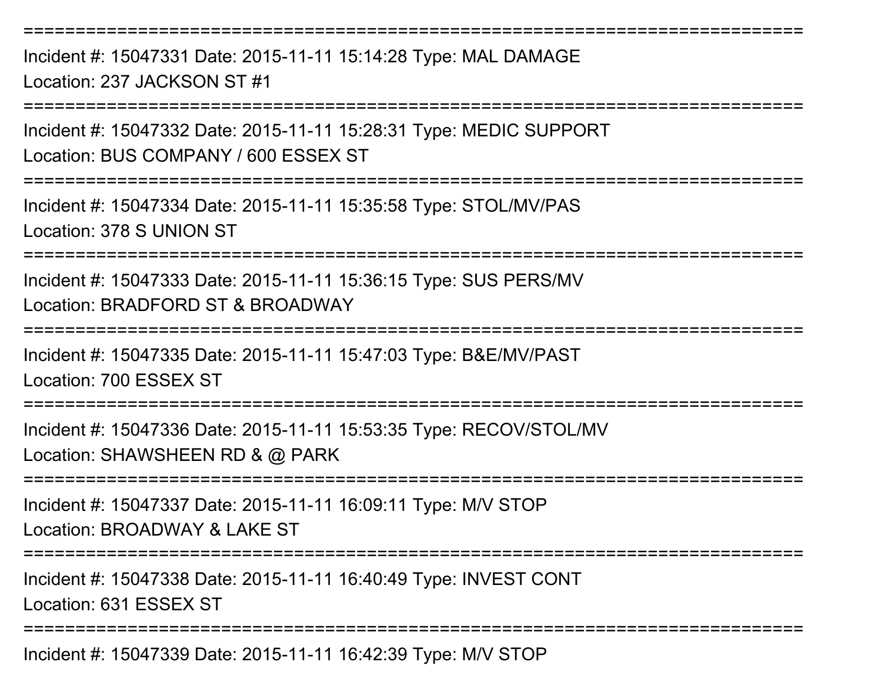===========================================================================

Incident #: 15047331 Date: 2015-11-11 15:14:28 Type: MAL DAMAGE
Location: 237 JACKSON ST #1

===========================================================================

Incident #: 15047332 Date: 2015-11-11 15:28:31 Type: MEDIC SUPPORT
Location: BUS COMPANY / 600 ESSEX ST

===========================================================================

Incident #: 15047334 Date: 2015-11-11 15:35:58 Type: STOL/MV/PAS
Location: 378 S UNION ST

===========================================================================

Incident #: 15047333 Date: 2015-11-11 15:36:15 Type: SUS PERS/MV
Location: BRADFORD ST & BROADWAY

===========================================================================

Incident #: 15047335 Date: 2015-11-11 15:47:03 Type: B&E/MV/PAST
Location: 700 ESSEX ST

===========================================================================

Incident #: 15047336 Date: 2015-11-11 15:53:35 Type: RECOV/STOL/MV
Location: SHAWSHEEN RD & @ PARK

===========================================================================

Incident #: 15047337 Date: 2015-11-11 16:09:11 Type: M/V STOP
Location: BROADWAY & LAKE ST

===========================================================================

Incident #: 15047338 Date: 2015-11-11 16:40:49 Type: INVEST CONT
Location: 631 ESSEX ST

===========================================================================

Incident #: 15047339 Date: 2015-11-11 16:42:39 Type: M/V STOP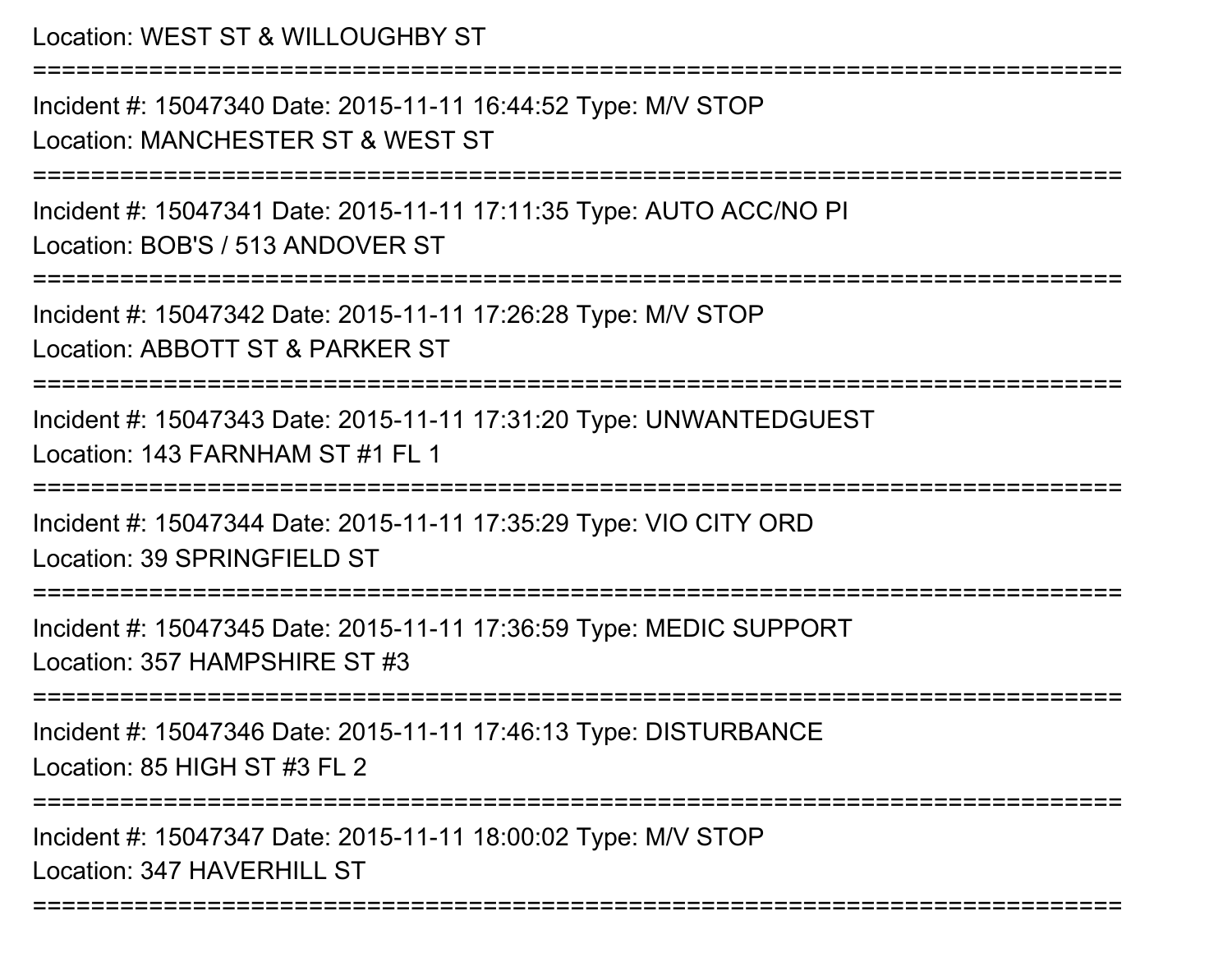Location: WEST ST & WILLOUGHBY ST

===========================================================================

Incident #: 15047340 Date: 2015-11-11 16:44:52 Type: M/V STOP
Location: MANCHESTER ST & WEST ST

===========================================================================

Incident #: 15047341 Date: 2015-11-11 17:11:35 Type: AUTO ACC/NO PI
Location: BOB'S / 513 ANDOVER ST

===========================================================================

Incident #: 15047342 Date: 2015-11-11 17:26:28 Type: M/V STOP
Location: ABBOTT ST & PARKER ST

===========================================================================

Incident #: 15047343 Date: 2015-11-11 17:31:20 Type: UNWANTEDGUEST
Location: 143 FARNHAM ST #1 FL 1

===========================================================================

Incident #: 15047344 Date: 2015-11-11 17:35:29 Type: VIO CITY ORD
Location: 39 SPRINGFIELD ST

===========================================================================

Incident #: 15047345 Date: 2015-11-11 17:36:59 Type: MEDIC SUPPORT
Location: 357 HAMPSHIRE ST #3

===========================================================================

Incident #: 15047346 Date: 2015-11-11 17:46:13 Type: DISTURBANCE
Location: 85 HIGH ST #3 FL 2

===========================================================================

Incident #: 15047347 Date: 2015-11-11 18:00:02 Type: M/V STOP
Location: 347 HAVERHILL ST

===========================================================================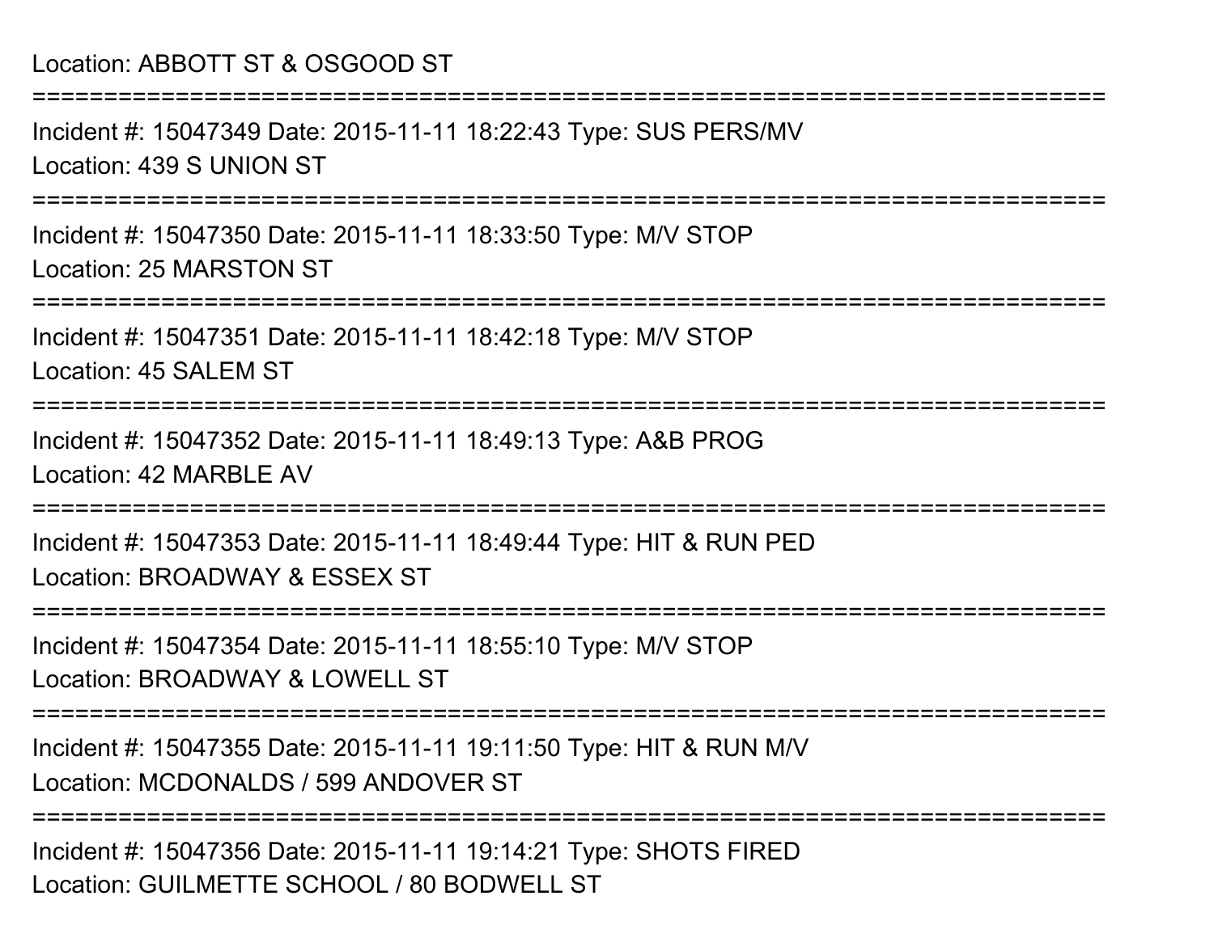Location: ABBOTT ST & OSGOOD ST

===========================================================================

Incident #: 15047349 Date: 2015-11-11 18:22:43 Type: SUS PERS/MV

Location: 439 S UNION ST

===========================================================================

Incident #: 15047350 Date: 2015-11-11 18:33:50 Type: M/V STOP

Location: 25 MARSTON ST

===========================================================================

Incident #: 15047351 Date: 2015-11-11 18:42:18 Type: M/V STOP

Location: 45 SALEM ST

===========================================================================

Incident #: 15047352 Date: 2015-11-11 18:49:13 Type: A&B PROG

Location: 42 MARBLE AV

===========================================================================

Incident #: 15047353 Date: 2015-11-11 18:49:44 Type: HIT & RUN PED

Location: BROADWAY & ESSEX ST

===========================================================================

Incident #: 15047354 Date: 2015-11-11 18:55:10 Type: M/V STOP

Location: BROADWAY & LOWELL ST

===========================================================================

Incident #: 15047355 Date: 2015-11-11 19:11:50 Type: HIT & RUN M/V

Location: MCDONALDS / 599 ANDOVER ST

===========================================================================

Incident #: 15047356 Date: 2015-11-11 19:14:21 Type: SHOTS FIRED

Location: GUILMETTE SCHOOL / 80 BODWELL ST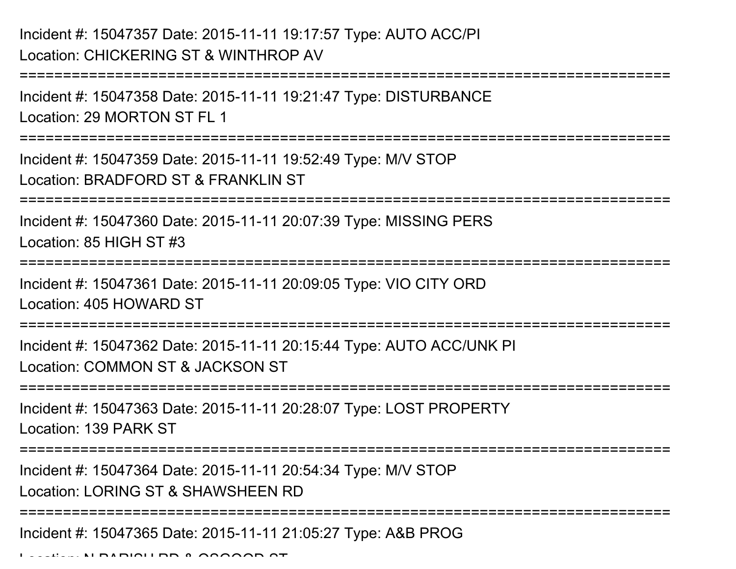Incident #: 15047357 Date: 2015-11-11 19:17:57 Type: AUTO ACC/PI
Location: CHICKERING ST & WINTHROP AV

===========================================================================

Incident #: 15047358 Date: 2015-11-11 19:21:47 Type: DISTURBANCE
Location: 29 MORTON ST FL 1

===========================================================================

Incident #: 15047359 Date: 2015-11-11 19:52:49 Type: M/V STOP
Location: BRADFORD ST & FRANKLIN ST

===========================================================================

Incident #: 15047360 Date: 2015-11-11 20:07:39 Type: MISSING PERS
Location: 85 HIGH ST #3

===========================================================================

Incident #: 15047361 Date: 2015-11-11 20:09:05 Type: VIO CITY ORD
Location: 405 HOWARD ST

===========================================================================

Incident #: 15047362 Date: 2015-11-11 20:15:44 Type: AUTO ACC/UNK PI
Location: COMMON ST & JACKSON ST

===========================================================================

Incident #: 15047363 Date: 2015-11-11 20:28:07 Type: LOST PROPERTY
Location: 139 PARK ST

===========================================================================

Incident #: 15047364 Date: 2015-11-11 20:54:34 Type: M/V STOP
Location: LORING ST & SHAWSHEEN RD

===========================================================================

Incident #: 15047365 Date: 2015-11-11 21:05:27 Type: A&B PROG
Location: N PARISH RD & OSGOOD ST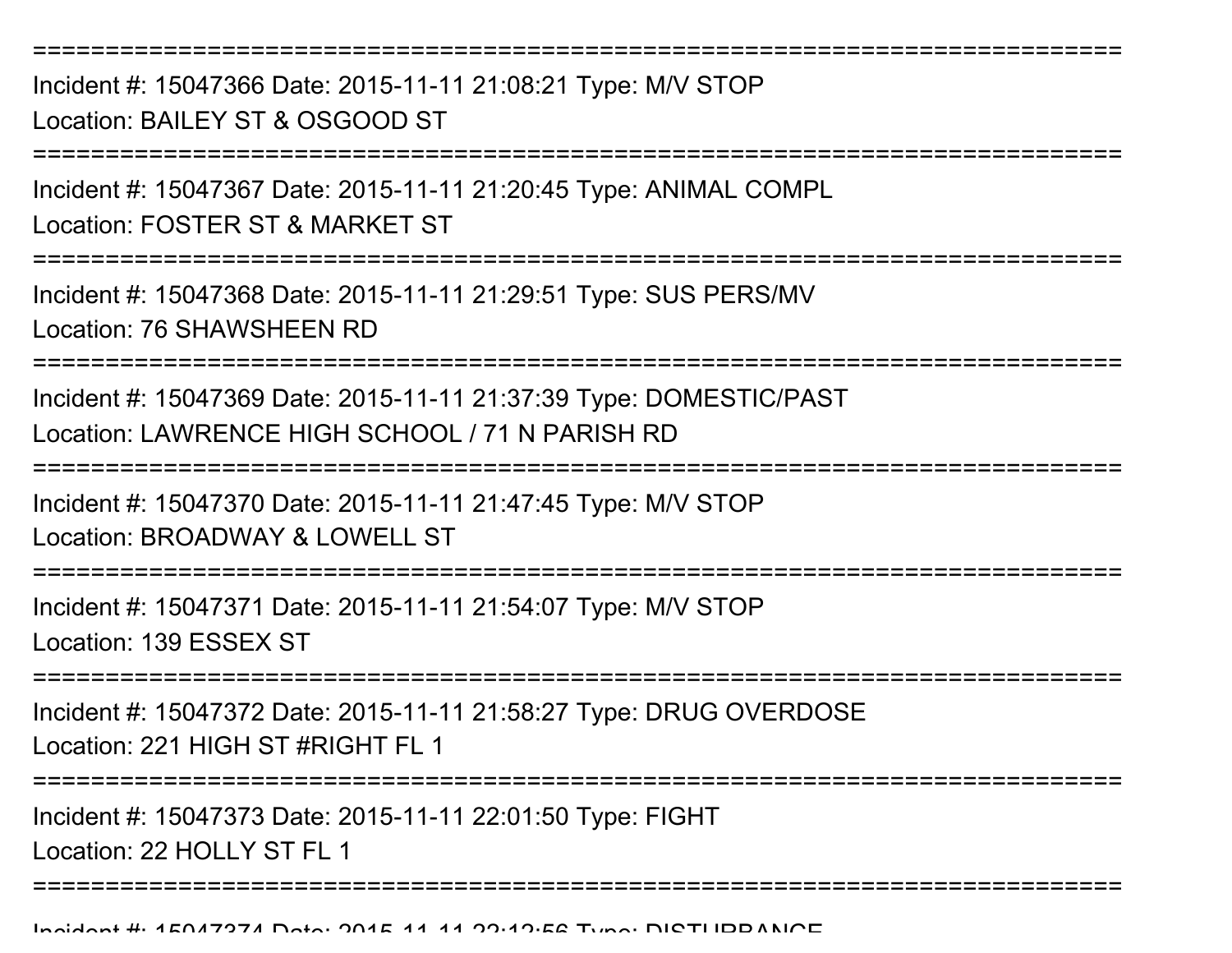===========================================================================

Incident #: 15047366 Date: 2015-11-11 21:08:21 Type: M/V STOP

Location: BAILEY ST & OSGOOD ST

===========================================================================

Incident #: 15047367 Date: 2015-11-11 21:20:45 Type: ANIMAL COMPL

Location: FOSTER ST & MARKET ST

===========================================================================

Incident #: 15047368 Date: 2015-11-11 21:29:51 Type: SUS PERS/MV

Location: 76 SHAWSHEEN RD

===========================================================================

Incident #: 15047369 Date: 2015-11-11 21:37:39 Type: DOMESTIC/PAST

Location: LAWRENCE HIGH SCHOOL / 71 N PARISH RD

===========================================================================

Incident #: 15047370 Date: 2015-11-11 21:47:45 Type: M/V STOP

Location: BROADWAY & LOWELL ST

===========================================================================

Incident #: 15047371 Date: 2015-11-11 21:54:07 Type: M/V STOP

Location: 139 ESSEX ST

===========================================================================

Incident #: 15047372 Date: 2015-11-11 21:58:27 Type: DRUG OVERDOSE

Location: 221 HIGH ST #RIGHT FL 1

===========================================================================

Incident #: 15047373 Date: 2015-11-11 22:01:50 Type: FIGHT

Location: 22 HOLLY ST FL 1

===========================================================================

Incident #: 15047374 Date: 2015-11-11 22:12:56 Type: DISTURBANCE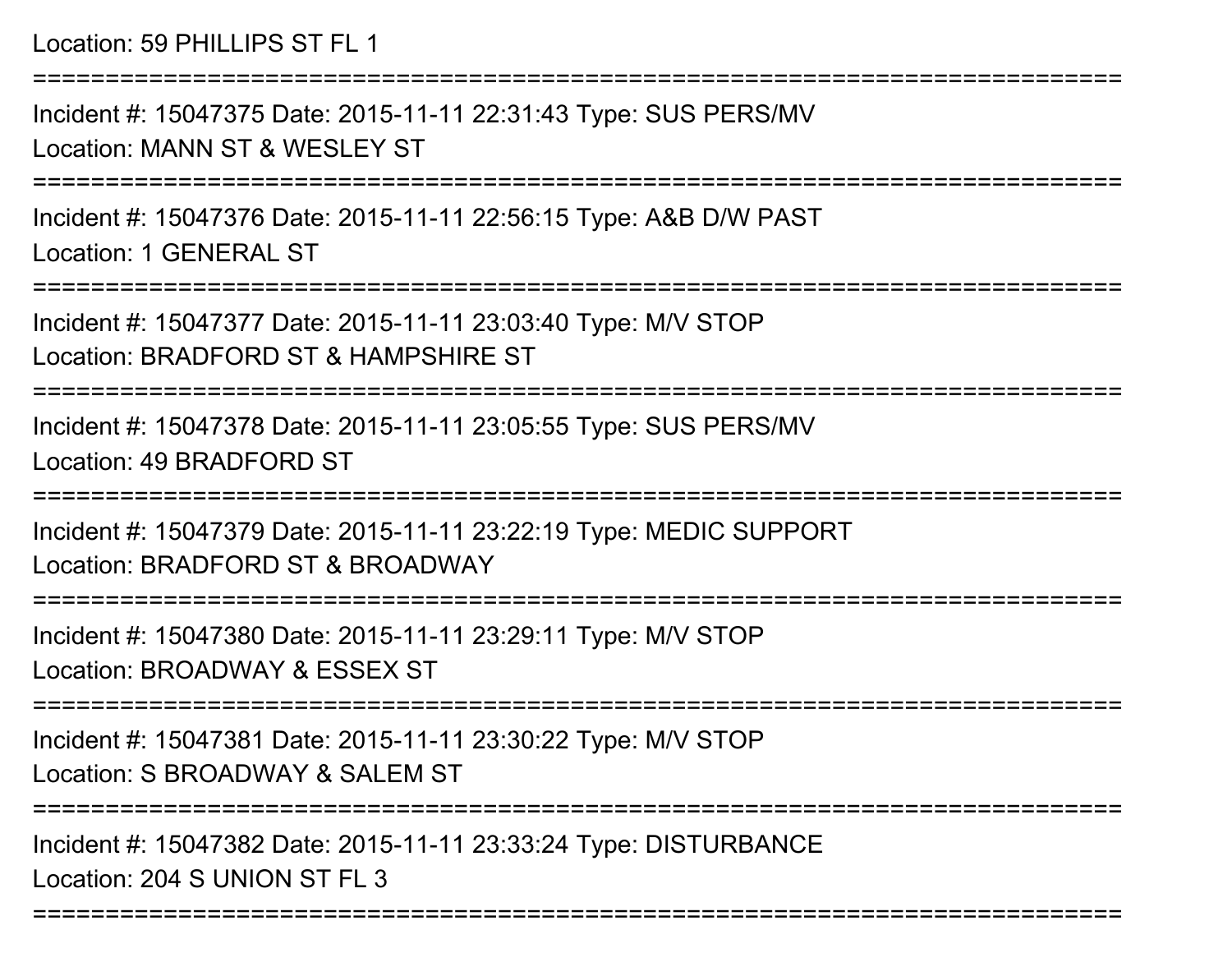Location: 59 PHILLIPS ST FL 1

===========================================================================

Incident #: 15047375 Date: 2015-11-11 22:31:43 Type: SUS PERS/MV
Location: MANN ST & WESLEY ST

===========================================================================

Incident #: 15047376 Date: 2015-11-11 22:56:15 Type: A&B D/W PAST
Location: 1 GENERAL ST

===========================================================================

Incident #: 15047377 Date: 2015-11-11 23:03:40 Type: M/V STOP
Location: BRADFORD ST & HAMPSHIRE ST

===========================================================================

Incident #: 15047378 Date: 2015-11-11 23:05:55 Type: SUS PERS/MV
Location: 49 BRADFORD ST

===========================================================================

Incident #: 15047379 Date: 2015-11-11 23:22:19 Type: MEDIC SUPPORT
Location: BRADFORD ST & BROADWAY

===========================================================================

Incident #: 15047380 Date: 2015-11-11 23:29:11 Type: M/V STOP
Location: BROADWAY & ESSEX ST

===========================================================================

Incident #: 15047381 Date: 2015-11-11 23:30:22 Type: M/V STOP
Location: S BROADWAY & SALEM ST

===========================================================================

Incident #: 15047382 Date: 2015-11-11 23:33:24 Type: DISTURBANCE
Location: 204 S UNION ST FL 3

===========================================================================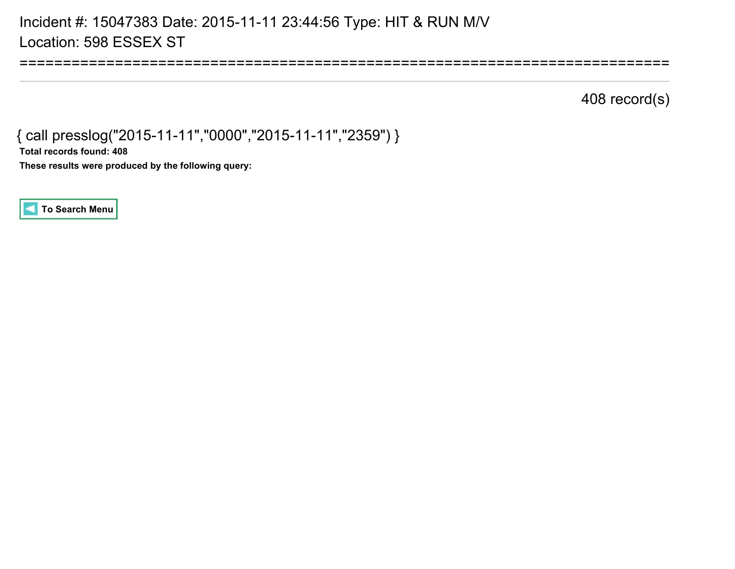Incident #: 15047383 Date: 2015-11-11 23:44:56 Type: HIT & RUN M/V
Location: 598 ESSEX ST

===============================================================================

---

408 record(s)

{ call presslog("2015-11-11","0000","2015-11-11","2359") }

**Total records found: 408**

**These results were produced by the following query:**

**To Search Menu**